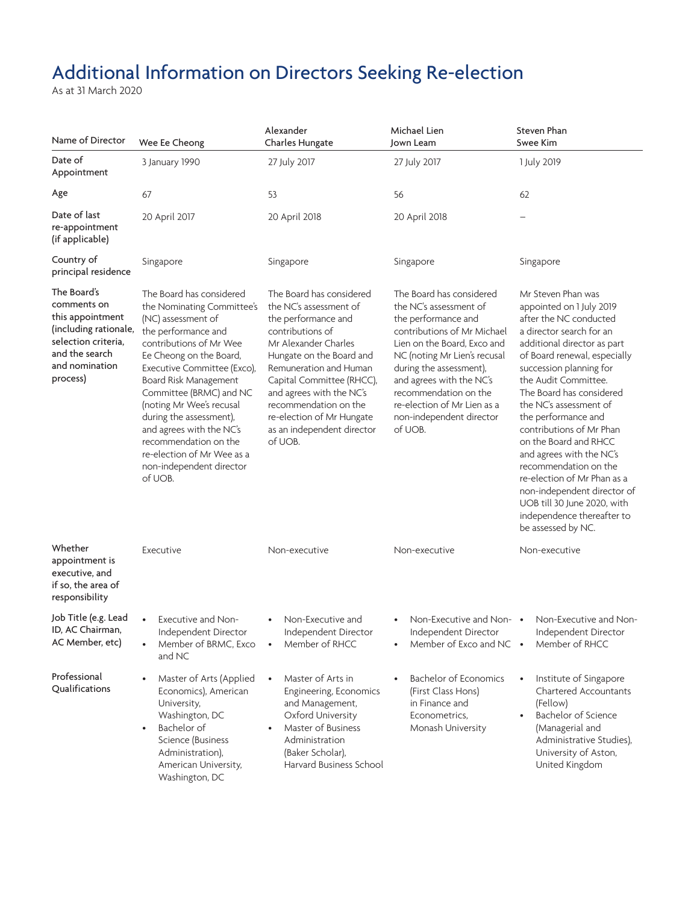# Additional Information on Directors Seeking Re-election

As at 31 March 2020

| Name of Director | Wee Ee Cheong | Alexander Charles Hungate | Michael Lien Jown Leam | Steven Phan Swee Kim |
|---|---|---|---|---|
| Date of Appointment | 3 January 1990 | 27 July 2017 | 27 July 2017 | 1 July 2019 |
| Age | 67 | 53 | 56 | 62 |
| Date of last re-appointment (if applicable) | 20 April 2017 | 20 April 2018 | 20 April 2018 | – |
| Country of principal residence | Singapore | Singapore | Singapore | Singapore |
| The Board's comments on this appointment (including rationale, selection criteria, and the search and nomination process) | The Board has considered the Nominating Committee's (NC) assessment of the performance and contributions of Mr Wee Ee Cheong on the Board, Executive Committee (Exco), Board Risk Management Committee (BRMC) and NC (noting Mr Wee's recusal during the assessment), and agrees with the NC's recommendation on the re-election of Mr Wee as a non-independent director of UOB. | The Board has considered the NC's assessment of the performance and contributions of Mr Alexander Charles Hungate on the Board and Remuneration and Human Capital Committee (RHCC), and agrees with the NC's recommendation on the re-election of Mr Hungate as an independent director of UOB. | The Board has considered the NC's assessment of the performance and contributions of Mr Michael Lien on the Board, Exco and NC (noting Mr Lien's recusal during the assessment), and agrees with the NC's recommendation on the re-election of Mr Lien as a non-independent director of UOB. | Mr Steven Phan was appointed on 1 July 2019 after the NC conducted a director search for an additional director as part of Board renewal, especially succession planning for the Audit Committee. The Board has considered the NC's assessment of the performance and contributions of Mr Phan on the Board and RHCC and agrees with the NC's recommendation on the re-election of Mr Phan as a non-independent director of UOB till 30 June 2020, with independence thereafter to be assessed by NC. |
| Whether appointment is executive, and if so, the area of responsibility | Executive | Non-executive | Non-executive | Non-executive |
| Job Title (e.g. Lead ID, AC Chairman, AC Member, etc) | • Executive and Non-Independent Director<br>• Member of BRMC, Exco and NC | • Non-Executive and Independent Director<br>• Member of RHCC | • Non-Executive and Non-Independent Director<br>• Member of Exco and NC | • Non-Executive and Non-Independent Director<br>• Member of RHCC |
| Professional Qualifications | • Master of Arts (Applied Economics), American University, Washington, DC<br>• Bachelor of Science (Business Administration), American University, Washington, DC | • Master of Arts in Engineering, Economics and Management, Oxford University<br>• Master of Business Administration (Baker Scholar), Harvard Business School | • Bachelor of Economics (First Class Hons) in Finance and Econometrics, Monash University | • Institute of Singapore Chartered Accountants (Fellow)<br>• Bachelor of Science (Managerial and Administrative Studies), University of Aston, United Kingdom |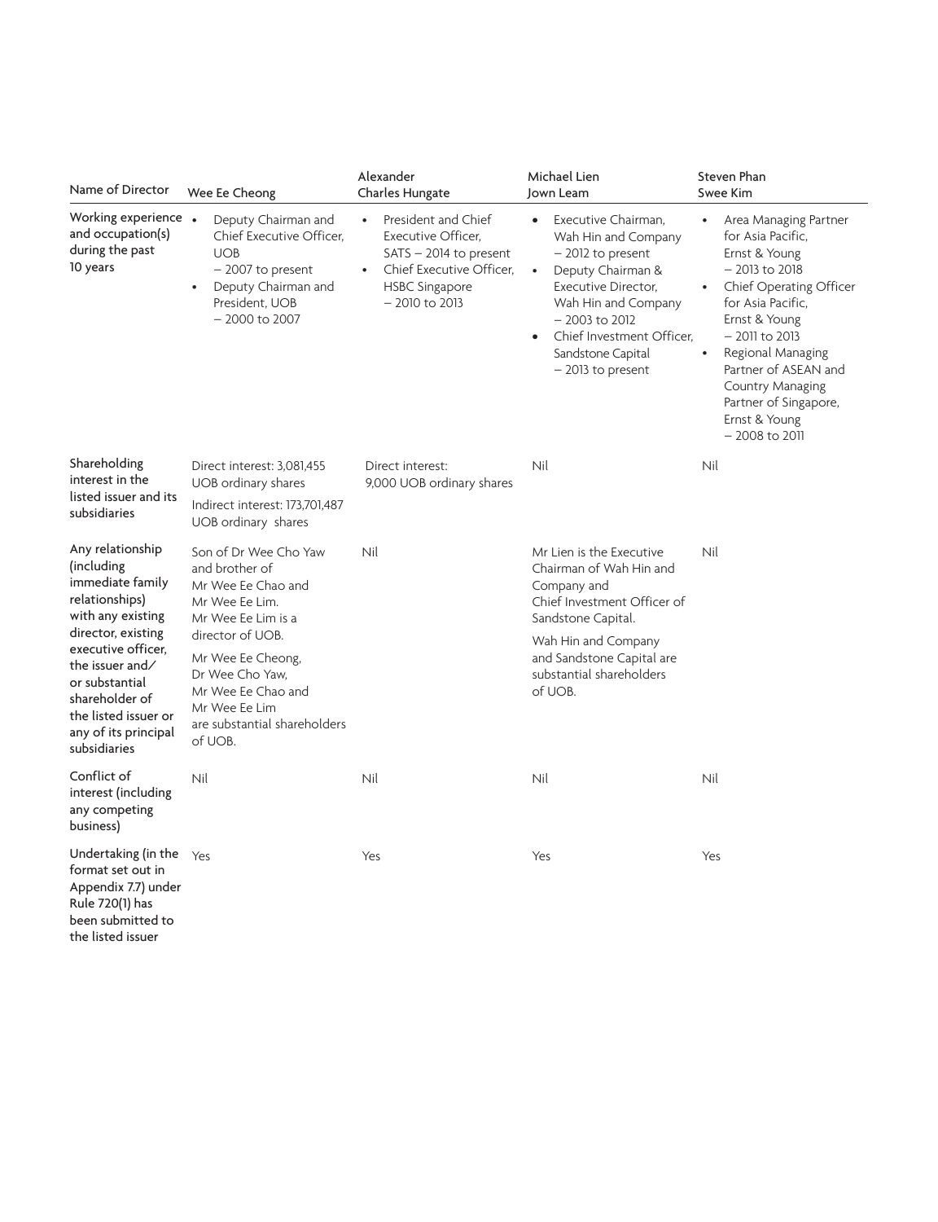| Name of Director | Wee Ee Cheong | Alexander Charles Hungate | Michael Lien Jown Leam | Steven Phan Swee Kim |
|---|---|---|---|---|
| Working experience and occupation(s) during the past 10 years | • Deputy Chairman and Chief Executive Officer, UOB – 2007 to present<br>• Deputy Chairman and President, UOB – 2000 to 2007 | • President and Chief Executive Officer, SATS – 2014 to present<br>• Chief Executive Officer, HSBC Singapore – 2010 to 2013 | • Executive Chairman, Wah Hin and Company – 2012 to present<br>• Deputy Chairman & Executive Director, Wah Hin and Company – 2003 to 2012<br>• Chief Investment Officer, Sandstone Capital – 2013 to present | • Area Managing Partner for Asia Pacific, Ernst & Young – 2013 to 2018<br>• Chief Operating Officer for Asia Pacific, Ernst & Young – 2011 to 2013<br>• Regional Managing Partner of ASEAN and Country Managing Partner of Singapore, Ernst & Young – 2008 to 2011 |
| Shareholding interest in the listed issuer and its subsidiaries | Direct interest: 3,081,455 UOB ordinary shares<br>Indirect interest: 173,701,487 UOB ordinary shares | Direct interest: 9,000 UOB ordinary shares | Nil | Nil |
| Any relationship (including immediate family relationships) with any existing director, existing executive officer, the issuer and/or substantial shareholder of the listed issuer or any of its principal subsidiaries | Son of Dr Wee Cho Yaw and brother of Mr Wee Ee Chao and Mr Wee Ee Lim. Mr Wee Ee Lim is a director of UOB.<br>Mr Wee Ee Cheong, Dr Wee Cho Yaw, Mr Wee Ee Chao and Mr Wee Ee Lim are substantial shareholders of UOB. | Nil | Mr Lien is the Executive Chairman of Wah Hin and Company and Chief Investment Officer of Sandstone Capital.<br>Wah Hin and Company and Sandstone Capital are substantial shareholders of UOB. | Nil |
| Conflict of interest (including any competing business) | Nil | Nil | Nil | Nil |
| Undertaking (in the format set out in Appendix 7.7) under Rule 720(1) has been submitted to the listed issuer | Yes | Yes | Yes | Yes |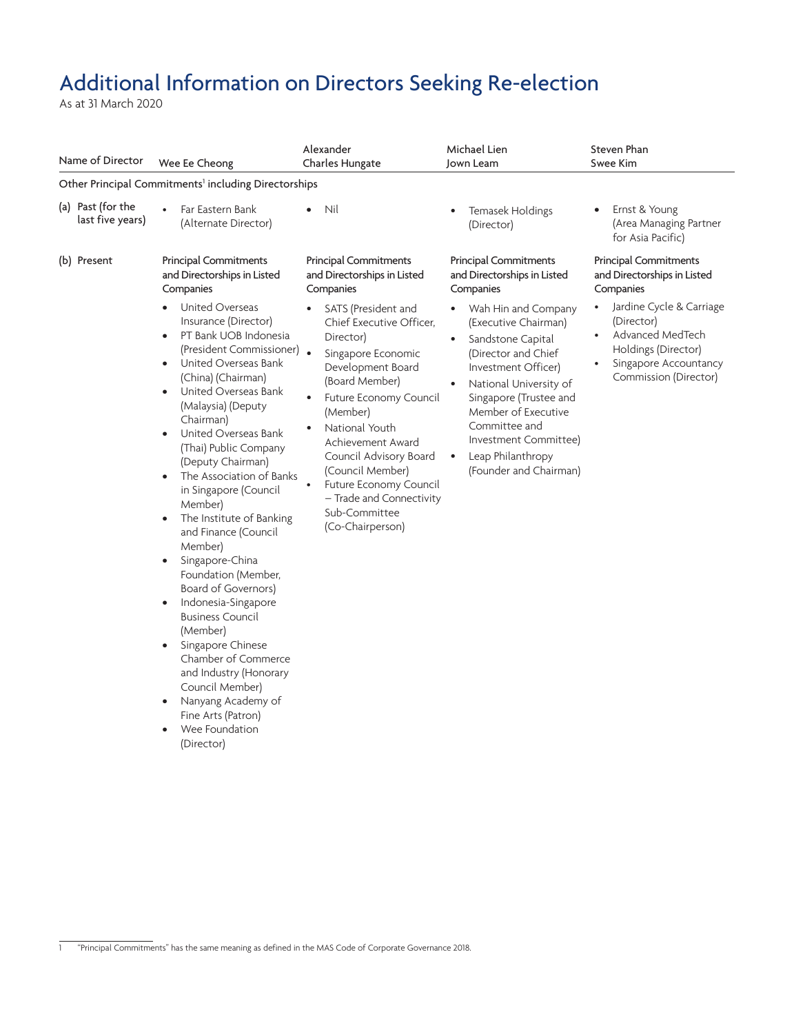# Additional Information on Directors Seeking Re-election

As at 31 March 2020

| Name of Director | Wee Ee Cheong | Alexander Charles Hungate | Michael Lien Jown Leam | Steven Phan Swee Kim |
|---|---|---|---|---|
| Other Principal Commitments[1] including Directorships | | | | |
| (a) Past (for the last five years) | • Far Eastern Bank (Alternate Director) | • Nil | • Temasek Holdings (Director) | • Ernst & Young (Area Managing Partner for Asia Pacific) |
| (b) Present | Principal Commitments and Directorships in Listed Companies<br>• United Overseas Insurance (Director)<br>• PT Bank UOB Indonesia (President Commissioner)<br>• United Overseas Bank (China) (Chairman)<br>• United Overseas Bank (Malaysia) (Deputy Chairman)<br>• United Overseas Bank (Thai) Public Company (Deputy Chairman)<br>• The Association of Banks in Singapore (Council Member)<br>• The Institute of Banking and Finance (Council Member)<br>• Singapore-China Foundation (Member, Board of Governors)<br>• Indonesia-Singapore Business Council (Member)<br>• Singapore Chinese Chamber of Commerce and Industry (Honorary Council Member)<br>• Nanyang Academy of Fine Arts (Patron)<br>• Wee Foundation (Director) | Principal Commitments and Directorships in Listed Companies<br>• SATS (President and Chief Executive Officer, Director)<br>• Singapore Economic Development Board (Board Member)<br>• Future Economy Council (Member)<br>• National Youth Achievement Award Council Advisory Board (Council Member)<br>• Future Economy Council – Trade and Connectivity Sub-Committee (Co-Chairperson) | Principal Commitments and Directorships in Listed Companies<br>• Wah Hin and Company (Executive Chairman)<br>• Sandstone Capital (Director and Chief Investment Officer)<br>• National University of Singapore (Trustee and Member of Executive Committee and Investment Committee)<br>• Leap Philanthropy (Founder and Chairman) | Principal Commitments and Directorships in Listed Companies<br>• Jardine Cycle & Carriage (Director)<br>• Advanced MedTech Holdings (Director)<br>• Singapore Accountancy Commission (Director) |

[1] "Principal Commitments" has the same meaning as defined in the MAS Code of Corporate Governance 2018.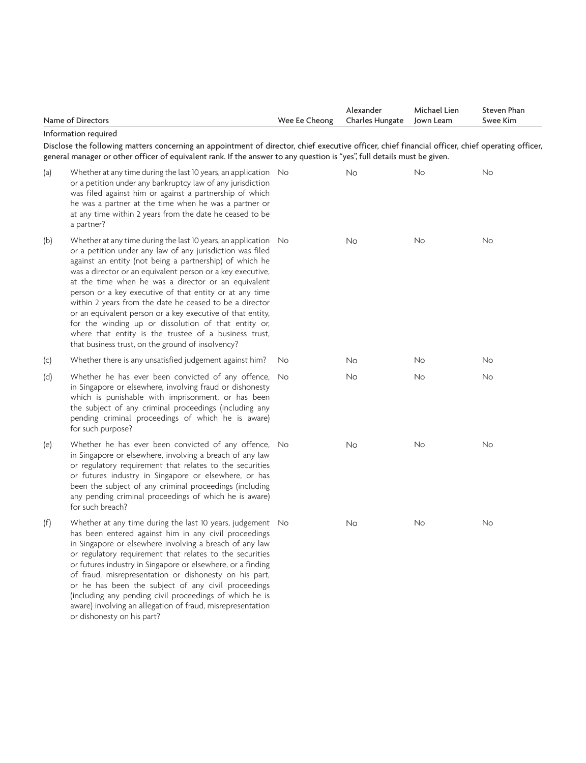| | Name of Directors | Wee Ee Cheong | Alexander Charles Hungate | Michael Lien Jown Leam | Steven Phan Swee Kim |
|---|---|---|---|---|---|
| | **Information required** | | | | |
| | Disclose the following matters concerning an appointment of director, chief executive officer, chief financial officer, chief operating officer, general manager or other officer of equivalent rank. If the answer to any question is "yes", full details must be given. | | | | |
| (a) | Whether at any time during the last 10 years, an application or a petition under any bankruptcy law of any jurisdiction was filed against him or against a partnership of which he was a partner at the time when he was a partner or at any time within 2 years from the date he ceased to be a partner? | No | No | No | No |
| (b) | Whether at any time during the last 10 years, an application or a petition under any law of any jurisdiction was filed against an entity (not being a partnership) of which he was a director or an equivalent person or a key executive, at the time when he was a director or an equivalent person or a key executive of that entity or at any time within 2 years from the date he ceased to be a director or an equivalent person or a key executive of that entity, for the winding up or dissolution of that entity or, where that entity is the trustee of a business trust, that business trust, on the ground of insolvency? | No | No | No | No |
| (c) | Whether there is any unsatisfied judgement against him? | No | No | No | No |
| (d) | Whether he has ever been convicted of any offence, in Singapore or elsewhere, involving fraud or dishonesty which is punishable with imprisonment, or has been the subject of any criminal proceedings (including any pending criminal proceedings of which he is aware) for such purpose? | No | No | No | No |
| (e) | Whether he has ever been convicted of any offence, in Singapore or elsewhere, involving a breach of any law or regulatory requirement that relates to the securities or futures industry in Singapore or elsewhere, or has been the subject of any criminal proceedings (including any pending criminal proceedings of which he is aware) for such breach? | No | No | No | No |
| (f) | Whether at any time during the last 10 years, judgement has been entered against him in any civil proceedings in Singapore or elsewhere involving a breach of any law or regulatory requirement that relates to the securities or futures industry in Singapore or elsewhere, or a finding of fraud, misrepresentation or dishonesty on his part, or he has been the subject of any civil proceedings (including any pending civil proceedings of which he is aware) involving an allegation of fraud, misrepresentation or dishonesty on his part? | No | No | No | No |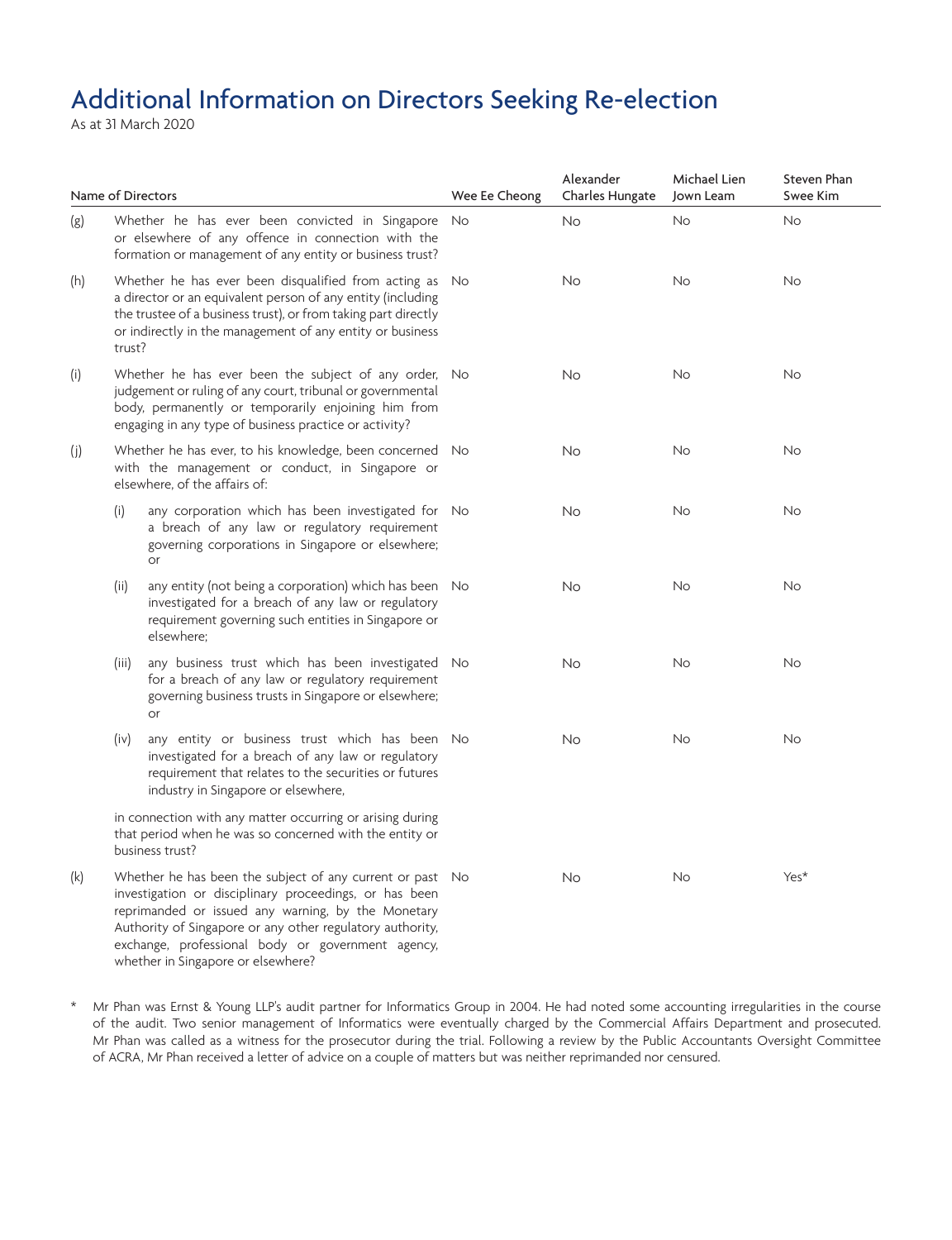# Additional Information on Directors Seeking Re-election

As at 31 March 2020

| Name of Directors | Wee Ee Cheong | Alexander Charles Hungate | Michael Lien Jown Leam | Steven Phan Swee Kim |
|---|---|---|---|---|
| (g) Whether he has ever been convicted in Singapore or elsewhere of any offence in connection with the formation or management of any entity or business trust? | No | No | No | No |
| (h) Whether he has ever been disqualified from acting as a director or an equivalent person of any entity (including the trustee of a business trust), or from taking part directly or indirectly in the management of any entity or business trust? | No | No | No | No |
| (i) Whether he has ever been the subject of any order, judgement or ruling of any court, tribunal or governmental body, permanently or temporarily enjoining him from engaging in any type of business practice or activity? | No | No | No | No |
| (j) Whether he has ever, to his knowledge, been concerned with the management or conduct, in Singapore or elsewhere, of the affairs of: | No | No | No | No |
| (i) any corporation which has been investigated for a breach of any law or regulatory requirement governing corporations in Singapore or elsewhere; or | No | No | No | No |
| (ii) any entity (not being a corporation) which has been investigated for a breach of any law or regulatory requirement governing such entities in Singapore or elsewhere; | No | No | No | No |
| (iii) any business trust which has been investigated for a breach of any law or regulatory requirement governing business trusts in Singapore or elsewhere; or | No | No | No | No |
| (iv) any entity or business trust which has been investigated for a breach of any law or regulatory requirement that relates to the securities or futures industry in Singapore or elsewhere, | No | No | No | No |
| in connection with any matter occurring or arising during that period when he was so concerned with the entity or business trust? | | | | |
| (k) Whether he has been the subject of any current or past investigation or disciplinary proceedings, or has been reprimanded or issued any warning, by the Monetary Authority of Singapore or any other regulatory authority, exchange, professional body or government agency, whether in Singapore or elsewhere? | No | No | No | Yes* |

\* Mr Phan was Ernst & Young LLP's audit partner for Informatics Group in 2004. He had noted some accounting irregularities in the course of the audit. Two senior management of Informatics were eventually charged by the Commercial Affairs Department and prosecuted. Mr Phan was called as a witness for the prosecutor during the trial. Following a review by the Public Accountants Oversight Committee of ACRA, Mr Phan received a letter of advice on a couple of matters but was neither reprimanded nor censured.